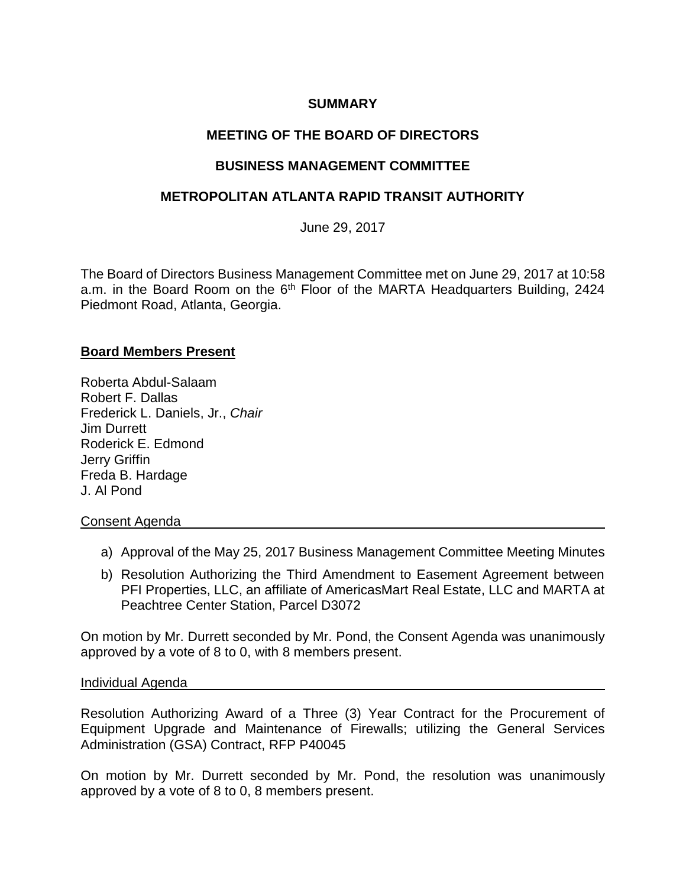# SUMMARY

## MEETING OF THE BOARD OF DIRECTORS

## BUSINESS MANAGEMENT COMMITTEE

## METROPOLITAN ATLANTA RAPID TRANSIT AUTHORITY

June 29, 2017

The Board of Directors Business Management Committee met on June 29, 2017 at 10:58 a.m. in the Board Room on the 6th Floor of the MARTA Headquarters Building, 2424 Piedmont Road, Atlanta, Georgia.

**Board Members Present**

Roberta Abdul-Salaam
Robert F. Dallas
Frederick L. Daniels, Jr., *Chair*
Jim Durrett
Roderick E. Edmond
Jerry Griffin
Freda B. Hardage
J. Al Pond

Consent Agenda

a) Approval of the May 25, 2017 Business Management Committee Meeting Minutes

b) Resolution Authorizing the Third Amendment to Easement Agreement between PFI Properties, LLC, an affiliate of AmericasMart Real Estate, LLC and MARTA at Peachtree Center Station, Parcel D3072

On motion by Mr. Durrett seconded by Mr. Pond, the Consent Agenda was unanimously approved by a vote of 8 to 0, with 8 members present.

Individual Agenda

Resolution Authorizing Award of a Three (3) Year Contract for the Procurement of Equipment Upgrade and Maintenance of Firewalls; utilizing the General Services Administration (GSA) Contract, RFP P40045

On motion by Mr. Durrett seconded by Mr. Pond, the resolution was unanimously approved by a vote of 8 to 0, 8 members present.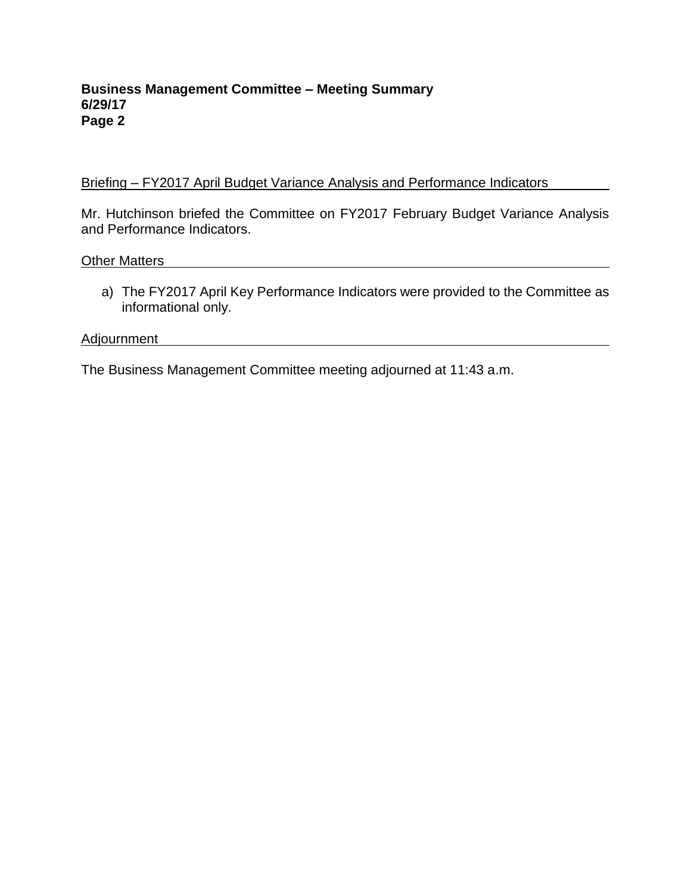Briefing – FY2017 April Budget Variance Analysis and Performance Indicators

Mr. Hutchinson briefed the Committee on FY2017 February Budget Variance Analysis and Performance Indicators.

Other Matters

a) The FY2017 April Key Performance Indicators were provided to the Committee as informational only.

Adjournment

The Business Management Committee meeting adjourned at 11:43 a.m.